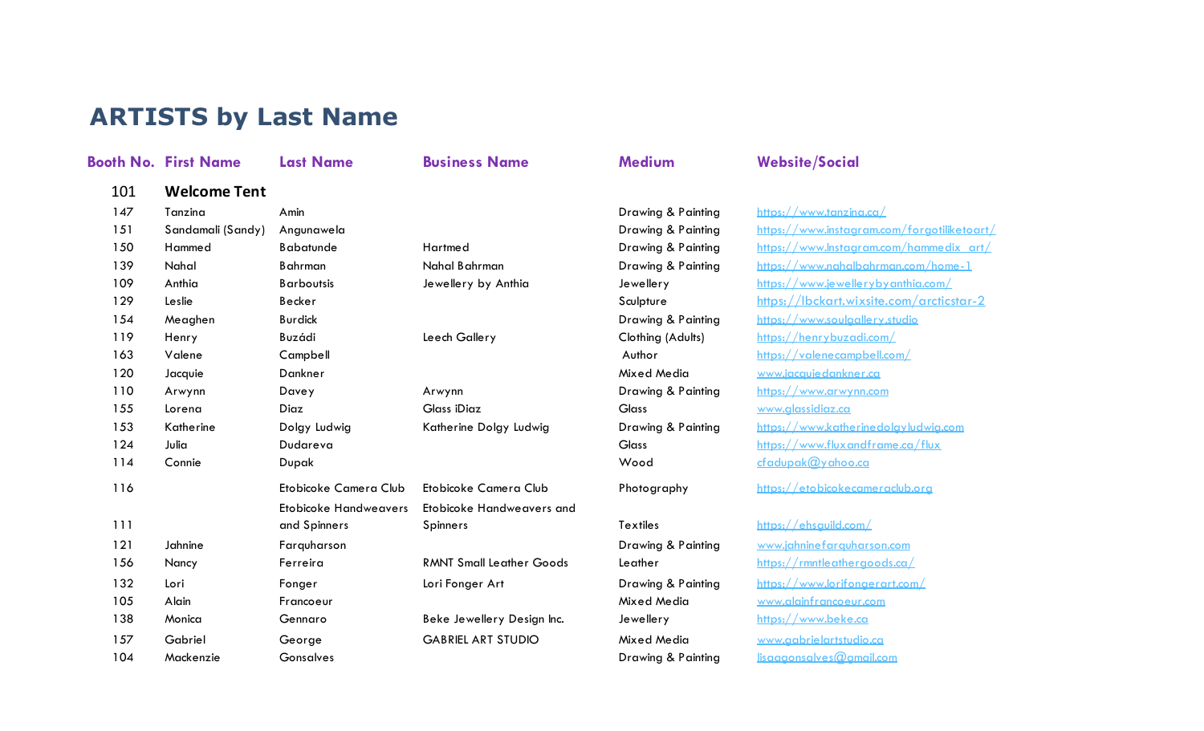# ARTISTS by Last Name

| Booth No. | First Name | Last Name | Business Name | Medium | Website/Social |
|---|---|---|---|---|---|
| 101 | **Welcome Tent** | | | | |
| 147 | Tanzina | Amin | | Drawing & Painting | https://www.tanzina.ca/ |
| 151 | Sandamali (Sandy) | Angunawela | | Drawing & Painting | https://www.instagram.com/forgotiliketoart/ |
| 150 | Hammed | Babatunde | Hartmed | Drawing & Painting | https://www.Instagram.com/hammedix_art/ |
| 139 | Nahal | Bahrman | Nahal Bahrman | Drawing & Painting | https://www.nahalbahrman.com/home-1 |
| 109 | Anthia | Barboutsis | Jewellery by Anthia | Jewellery | https://www.jewellerybyanthia.com/ |
| 129 | Leslie | Becker | | Sculpture | https://lbckart.wixsite.com/arcticstar-2 |
| 154 | Meaghen | Burdick | | Drawing & Painting | https://www.soulgallery.studio |
| 119 | Henry | Buzádi | Leech Gallery | Clothing (Adults) | https://henrybuzadi.com/ |
| 163 | Valene | Campbell | | Author | https://valenecampbell.com/ |
| 120 | Jacquie | Dankner | | Mixed Media | www.jacquiedankner.ca |
| 110 | Arwynn | Davey | Arwynn | Drawing & Painting | https://www.arwynn.com |
| 155 | Lorena | Diaz | Glass iDiaz | Glass | www.glassidiaz.ca |
| 153 | Katherine | Dolgy Ludwig | Katherine Dolgy Ludwig | Drawing & Painting | https://www.katherinedolgyludwig.com |
| 124 | Julia | Dudareva | | Glass | https://www.fluxandframe.ca/flux |
| 114 | Connie | Dupak | | Wood | cfadupak@yahoo.ca |
| 116 | | Etobicoke Camera Club | Etobicoke Camera Club | Photography | https://etobicokecameraclub.org |
| 111 | | Etobicoke Handweavers and Spinners | Etobicoke Handweavers and Spinners | Textiles | https://ehsguild.com/ |
| 121 | Jahnine | Farquharson | | Drawing & Painting | www.jahninefarquharson.com |
| 156 | Nancy | Ferreira | RMNT Small Leather Goods | Leather | https://rmntleathergoods.ca/ |
| 132 | Lori | Fonger | Lori Fonger Art | Drawing & Painting | https://www.lorifongerart.com/ |
| 105 | Alain | Francoeur | | Mixed Media | www.alainfrancoeur.com |
| 138 | Monica | Gennaro | Beke Jewellery Design Inc. | Jewellery | https://www.beke.ca |
| 157 | Gabriel | George | GABRIEL ART STUDIO | Mixed Media | www.gabrielartstudio.ca |
| 104 | Mackenzie | Gonsalves | | Drawing & Painting | lisaagonsalves@gmail.com |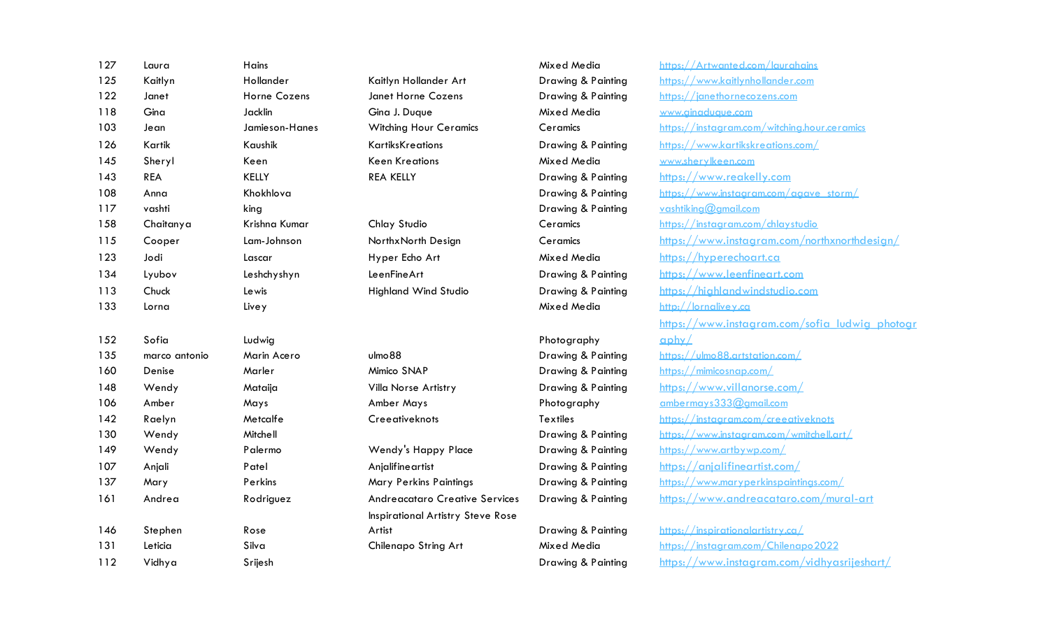| | | | | | |
|---|---|---|---|---|---|
| 127 | Laura | Hains | | Mixed Media | https://Artwanted.com/laurahains |
| 125 | Kaitlyn | Hollander | Kaitlyn Hollander Art | Drawing & Painting | https://www.kaitlynhollander.com |
| 122 | Janet | Horne Cozens | Janet Horne Cozens | Drawing & Painting | https://janethornecozens.com |
| 118 | Gina | Jacklin | Gina J. Duque | Mixed Media | www.ginaduque.com |
| 103 | Jean | Jamieson-Hanes | Witching Hour Ceramics | Ceramics | https://instagram.com/witching.hour.ceramics |
| 126 | Kartik | Kaushik | KartiksKreations | Drawing & Painting | https://www.kartikskreations.com/ |
| 145 | Sheryl | Keen | Keen Kreations | Mixed Media | www.sherylkeen.com |
| 143 | REA | KELLY | REA KELLY | Drawing & Painting | https://www.reakelly.com |
| 108 | Anna | Khokhlova | | Drawing & Painting | https://www.instagram.com/agave_storm/ |
| 117 | vashti | king | | Drawing & Painting | vashtiking@gmail.com |
| 158 | Chaitanya | Krishna Kumar | Chlay Studio | Ceramics | https://instagram.com/chlaystudio |
| 115 | Cooper | Lam-Johnson | NorthxNorth Design | Ceramics | https://www.instagram.com/northxnorthdesign/ |
| 123 | Jodi | Lascar | Hyper Echo Art | Mixed Media | https://hyperechoart.ca |
| 134 | Lyubov | Leshchyshyn | LeenFineArt | Drawing & Painting | https://www.leenfineart.com |
| 113 | Chuck | Lewis | Highland Wind Studio | Drawing & Painting | https://highlandwindstudio.com |
| 133 | Lorna | Livey | | Mixed Media | http://lornalivey.ca |
| 152 | Sofia | Ludwig | | Photography | https://www.instagram.com/sofia_ludwig_photography/ |
| 135 | marco antonio | Marin Acero | ulmo88 | Drawing & Painting | https://ulmo88.artstation.com/ |
| 160 | Denise | Marler | Mimico SNAP | Drawing & Painting | https://mimicosnap.com/ |
| 148 | Wendy | Mataija | Villa Norse Artistry | Drawing & Painting | https://www.villanorse.com/ |
| 106 | Amber | Mays | Amber Mays | Photography | ambermays333@gmail.com |
| 142 | Raelyn | Metcalfe | Creeativeknots | Textiles | https://instagram.com/creeativeknots |
| 130 | Wendy | Mitchell | | Drawing & Painting | https://www.instagram.com/wmitchell.art/ |
| 149 | Wendy | Palermo | Wendy's Happy Place | Drawing & Painting | https://www.artbywp.com/ |
| 107 | Anjali | Patel | Anjalifineartist | Drawing & Painting | https://anjalifineartist.com/ |
| 137 | Mary | Perkins | Mary Perkins Paintings | Drawing & Painting | https://www.maryperkinspaintings.com/ |
| 161 | Andrea | Rodriguez | Andreacataro Creative Services | Drawing & Painting | https://www.andreacataro.com/mural-art |
| 146 | Stephen | Rose | Inspirational Artistry Steve Rose Artist | Drawing & Painting | https://inspirationalartistry.ca/ |
| 131 | Leticia | Silva | Chilenapo String Art | Mixed Media | https://instagram.com/Chilenapo2022 |
| 112 | Vidhya | Srijesh | | Drawing & Painting | https://www.instagram.com/vidhyasrijeshart/ |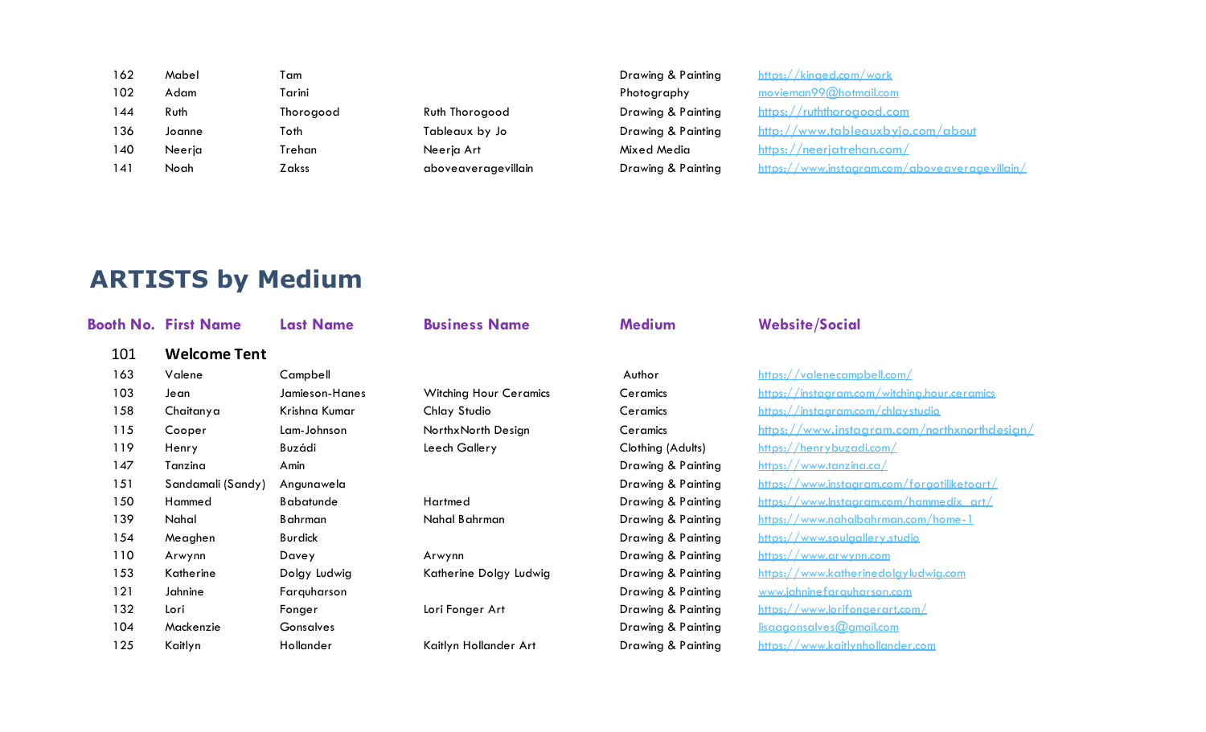| | | | | | |
|---|---|---|---|---|---|
| 162 | Mabel | Tam | | Drawing & Painting | https://kinged.com/work |
| 102 | Adam | Tarini | | Photography | movieman99@hotmail.com |
| 144 | Ruth | Thorogood | Ruth Thorogood | Drawing & Painting | https://ruththorogood.com |
| 136 | Joanne | Toth | Tableaux by Jo | Drawing & Painting | http://www.tableauxbyjo.com/about |
| 140 | Neerja | Trehan | Neerja Art | Mixed Media | https://neerjatrehan.com/ |
| 141 | Noah | Zakss | aboveaveragevillain | Drawing & Painting | https://www.instagram.com/aboveaveragevillain/ |

# ARTISTS by Medium

| Booth No. | First Name | Last Name | Business Name | Medium | Website/Social |
|---|---|---|---|---|---|
| 101 | **Welcome Tent** | | | | |
| 163 | Valene | Campbell | | Author | https://valenecampbell.com/ |
| 103 | Jean | Jamieson-Hanes | Witching Hour Ceramics | Ceramics | https://instagram.com/witching.hour.ceramics |
| 158 | Chaitanya | Krishna Kumar | Chlay Studio | Ceramics | https://instagram.com/chlaystudio |
| 115 | Cooper | Lam-Johnson | NorthxNorth Design | Ceramics | https://www.instagram.com/northxnorthdesign/ |
| 119 | Henry | Buzádi | Leech Gallery | Clothing (Adults) | https://henrybuzadi.com/ |
| 147 | Tanzina | Amin | | Drawing & Painting | https://www.tanzina.ca/ |
| 151 | Sandamali (Sandy) | Angunawela | | Drawing & Painting | https://www.instagram.com/forgotiliketoart/ |
| 150 | Hammed | Babatunde | Hartmed | Drawing & Painting | https://www.Instagram.com/hammedix_art/ |
| 139 | Nahal | Bahrman | Nahal Bahrman | Drawing & Painting | https://www.nahalbahrman.com/home-1 |
| 154 | Meaghen | Burdick | | Drawing & Painting | https://www.soulgallery.studio |
| 110 | Arwynn | Davey | Arwynn | Drawing & Painting | https://www.arwynn.com |
| 153 | Katherine | Dolgy Ludwig | Katherine Dolgy Ludwig | Drawing & Painting | https://www.katherinedolgyludwig.com |
| 121 | Jahnine | Farquharson | | Drawing & Painting | www.jahninefarquharson.com |
| 132 | Lori | Fonger | Lori Fonger Art | Drawing & Painting | https://www.lorifongerart.com/ |
| 104 | Mackenzie | Gonsalves | | Drawing & Painting | lisaagonsalves@gmail.com |
| 125 | Kaitlyn | Hollander | Kaitlyn Hollander Art | Drawing & Painting | https://www.kaitlynhollander.com |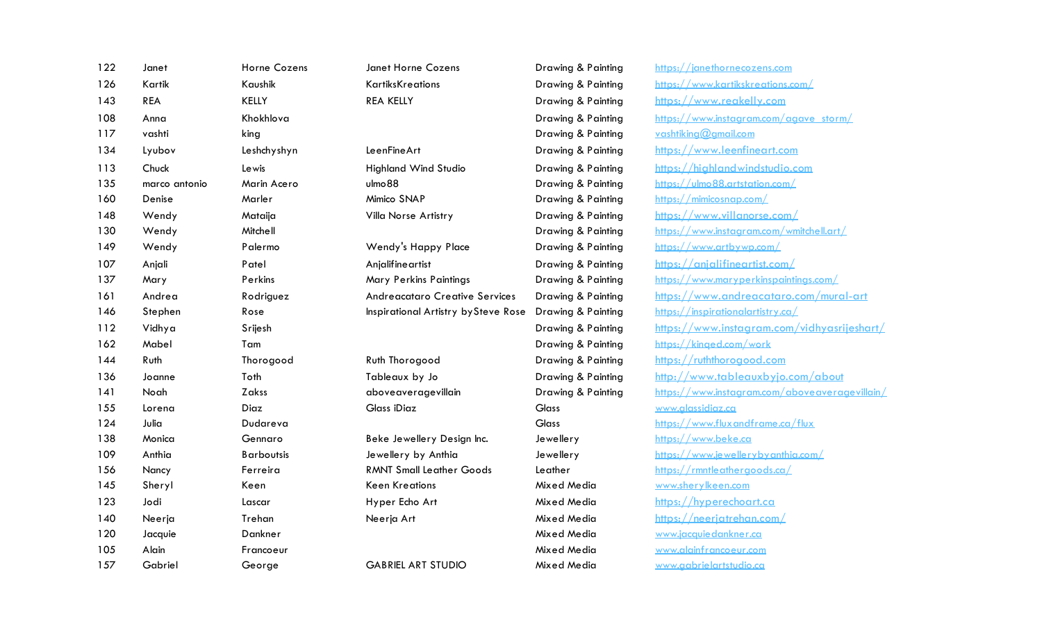| | | | | | |
|---|---|---|---|---|---|
| 122 | Janet | Horne Cozens | Janet Horne Cozens | Drawing & Painting | https://janethornecozens.com |
| 126 | Kartik | Kaushik | KartiksKreations | Drawing & Painting | https://www.kartikskreations.com/ |
| 143 | REA | KELLY | REA KELLY | Drawing & Painting | https://www.reakelly.com |
| 108 | Anna | Khokhlova | | Drawing & Painting | https://www.instagram.com/agave_storm/ |
| 117 | vashti | king | | Drawing & Painting | vashtiking@gmail.com |
| 134 | Lyubov | Leshchyshyn | LeenFineArt | Drawing & Painting | https://www.leenfineart.com |
| 113 | Chuck | Lewis | Highland Wind Studio | Drawing & Painting | https://highlandwindstudio.com |
| 135 | marco antonio | Marin Acero | ulmo88 | Drawing & Painting | https://ulmo88.artstation.com/ |
| 160 | Denise | Marler | Mimico SNAP | Drawing & Painting | https://mimicosnap.com/ |
| 148 | Wendy | Mataija | Villa Norse Artistry | Drawing & Painting | https://www.villanorse.com/ |
| 130 | Wendy | Mitchell | | Drawing & Painting | https://www.instagram.com/wmitchell.art/ |
| 149 | Wendy | Palermo | Wendy's Happy Place | Drawing & Painting | https://www.artbywp.com/ |
| 107 | Anjali | Patel | Anjalifineartist | Drawing & Painting | https://anjalifineartist.com/ |
| 137 | Mary | Perkins | Mary Perkins Paintings | Drawing & Painting | https://www.maryperkinspaintings.com/ |
| 161 | Andrea | Rodriguez | Andreacataro Creative Services | Drawing & Painting | https://www.andreacataro.com/mural-art |
| 146 | Stephen | Rose | Inspirational Artistry bySteve Rose | Drawing & Painting | https://inspirationalartistry.ca/ |
| 112 | Vidhya | Srijesh | | Drawing & Painting | https://www.instagram.com/vidhyasrijeshart/ |
| 162 | Mabel | Tam | | Drawing & Painting | https://kinqed.com/work |
| 144 | Ruth | Thorogood | Ruth Thorogood | Drawing & Painting | https://ruththorogood.com |
| 136 | Joanne | Toth | Tableaux by Jo | Drawing & Painting | http://www.tableauxbyjo.com/about |
| 141 | Noah | Zakss | aboveaveragevillain | Drawing & Painting | https://www.instagram.com/aboveaveragevillain/ |
| 155 | Lorena | Diaz | Glass iDiaz | Glass | www.glassidiaz.ca |
| 124 | Julia | Dudareva | | Glass | https://www.fluxandframe.ca/flux |
| 138 | Monica | Gennaro | Beke Jewellery Design Inc. | Jewellery | https://www.beke.ca |
| 109 | Anthia | Barboutsis | Jewellery by Anthia | Jewellery | https://www.jewellerybyanthia.com/ |
| 156 | Nancy | Ferreira | RMNT Small Leather Goods | Leather | https://rmntleathergoods.ca/ |
| 145 | Sheryl | Keen | Keen Kreations | Mixed Media | www.sherylkeen.com |
| 123 | Jodi | Lascar | Hyper Echo Art | Mixed Media | https://hyperechoart.ca |
| 140 | Neerja | Trehan | Neerja Art | Mixed Media | https://neerjatrehan.com/ |
| 120 | Jacquie | Dankner | | Mixed Media | www.jacquiedankner.ca |
| 105 | Alain | Francoeur | | Mixed Media | www.alainfrancoeur.com |
| 157 | Gabriel | George | GABRIEL ART STUDIO | Mixed Media | www.gabrielartstudio.ca |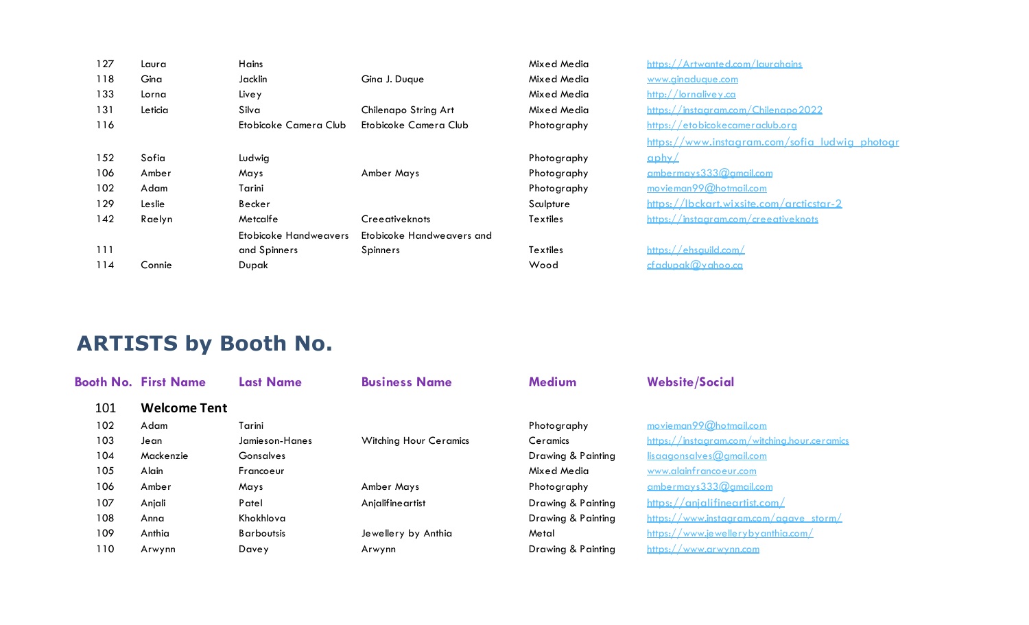| | | | | | |
|---|---|---|---|---|---|
| 127 | Laura | Hains | | Mixed Media | https://Artwanted.com/laurahains |
| 118 | Gina | Jacklin | Gina J. Duque | Mixed Media | www.ginaduque.com |
| 133 | Lorna | Livey | | Mixed Media | http://lornalivey.ca |
| 131 | Leticia | Silva | Chilenapo String Art | Mixed Media | https://instagram.com/Chilenapo2022 |
| 116 | | Etobicoke Camera Club | Etobicoke Camera Club | Photography | https://etobicokecameraclub.org |
| 152 | Sofia | Ludwig | | Photography | https://www.instagram.com/sofia_ludwig_photography/ |
| 106 | Amber | Mays | Amber Mays | Photography | ambermays333@gmail.com |
| 102 | Adam | Tarini | | Photography | movieman99@hotmail.com |
| 129 | Leslie | Becker | | Sculpture | https://lbckart.wixsite.com/arcticstar-2 |
| 142 | Raelyn | Metcalfe | Creeativeknots | Textiles | https://instagram.com/creeativeknots |
| 111 | | Etobicoke Handweavers and Spinners | Etobicoke Handweavers and Spinners | Textiles | https://ehsguild.com/ |
| 114 | Connie | Dupak | | Wood | cfadupak@yahoo.ca |

# ARTISTS by Booth No.

| Booth No. | First Name | Last Name | Business Name | Medium | Website/Social |
|---|---|---|---|---|---|
| 101 | **Welcome Tent** | | | | |
| 102 | Adam | Tarini | | Photography | movieman99@hotmail.com |
| 103 | Jean | Jamieson-Hanes | Witching Hour Ceramics | Ceramics | https://instagram.com/witching.hour.ceramics |
| 104 | Mackenzie | Gonsalves | | Drawing & Painting | lisaagonsalves@gmail.com |
| 105 | Alain | Francoeur | | Mixed Media | www.alainfrancoeur.com |
| 106 | Amber | Mays | Amber Mays | Photography | ambermays333@gmail.com |
| 107 | Anjali | Patel | Anjalifineartist | Drawing & Painting | https://anjalifineartist.com/ |
| 108 | Anna | Khokhlova | | Drawing & Painting | https://www.instagram.com/agave_storm/ |
| 109 | Anthia | Barboutsis | Jewellery by Anthia | Metal | https://www.jewellerybyanthia.com/ |
| 110 | Arwynn | Davey | Arwynn | Drawing & Painting | https://www.arwynn.com |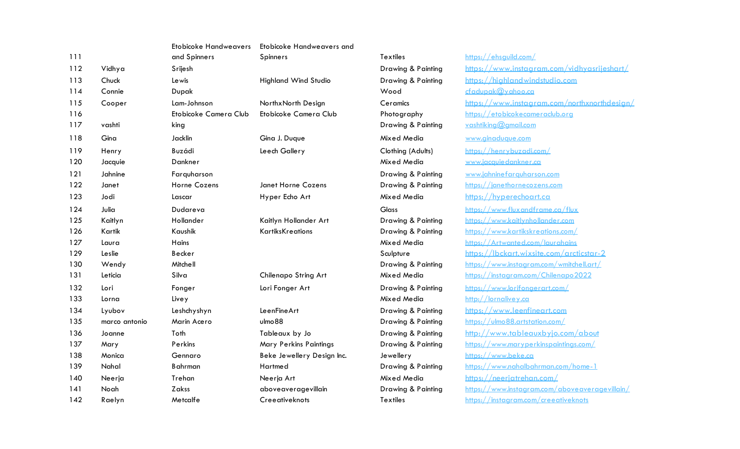| | | | | | |
|---|---|---|---|---|---|
| 111 | | Etobicoke Handweavers and Spinners | Etobicoke Handweavers and Spinners | Textiles | https://ehsguild.com/ |
| 112 | Vidhya | Srijesh | | Drawing & Painting | https://www.instagram.com/vidhyasrijeshart/ |
| 113 | Chuck | Lewis | Highland Wind Studio | Drawing & Painting | https://highlandwindstudio.com |
| 114 | Connie | Dupak | | Wood | cfadupak@yahoo.ca |
| 115 | Cooper | Lam-Johnson | NorthxNorth Design | Ceramics | https://www.instagram.com/northxnorthdesign/ |
| 116 | | Etobicoke Camera Club | Etobicoke Camera Club | Photography | https://etobicokecameraclub.org |
| 117 | vashti | king | | Drawing & Painting | vashtiking@gmail.com |
| 118 | Gina | Jacklin | Gina J. Duque | Mixed Media | www.ginaduque.com |
| 119 | Henry | Buzádi | Leech Gallery | Clothing (Adults) | https://henrybuzadi.com/ |
| 120 | Jacquie | Dankner | | Mixed Media | www.jacquiedankner.ca |
| 121 | Jahnine | Farquharson | | Drawing & Painting | www.jahninefarquharson.com |
| 122 | Janet | Horne Cozens | Janet Horne Cozens | Drawing & Painting | https://janethornecozens.com |
| 123 | Jodi | Lascar | Hyper Echo Art | Mixed Media | https://hyperechoart.ca |
| 124 | Julia | Dudareva | | Glass | https://www.fluxandframe.ca/flux |
| 125 | Kaitlyn | Hollander | Kaitlyn Hollander Art | Drawing & Painting | https://www.kaitlynhollander.com |
| 126 | Kartik | Kaushik | KartiksKreations | Drawing & Painting | https://www.kartikskreations.com/ |
| 127 | Laura | Hains | | Mixed Media | https://Artwanted.com/laurahains |
| 129 | Leslie | Becker | | Sculpture | https://lbckart.wixsite.com/arcticstar-2 |
| 130 | Wendy | Mitchell | | Drawing & Painting | https://www.instagram.com/wmitchell.art/ |
| 131 | Leticia | Silva | Chilenapo String Art | Mixed Media | https://instagram.com/Chilenapo2022 |
| 132 | Lori | Fonger | Lori Fonger Art | Drawing & Painting | https://www.lorifongerart.com/ |
| 133 | Lorna | Livey | | Mixed Media | http://lornalivey.ca |
| 134 | Lyubov | Leshchyshyn | LeenFineArt | Drawing & Painting | https://www.leenfineart.com |
| 135 | marco antonio | Marin Acero | ulmo88 | Drawing & Painting | https://ulmo88.artstation.com/ |
| 136 | Joanne | Toth | Tableaux by Jo | Drawing & Painting | http://www.tableauxbyjo.com/about |
| 137 | Mary | Perkins | Mary Perkins Paintings | Drawing & Painting | https://www.maryperkinspaintings.com/ |
| 138 | Monica | Gennaro | Beke Jewellery Design Inc. | Jewellery | https://www.beke.ca |
| 139 | Nahal | Bahrman | Hartmed | Drawing & Painting | https://www.nahalbahrman.com/home-1 |
| 140 | Neerja | Trehan | Neerja Art | Mixed Media | https://neerjatrehan.com/ |
| 141 | Noah | Zakss | aboveaveragevillain | Drawing & Painting | https://www.instagram.com/aboveaveragevillain/ |
| 142 | Raelyn | Metcalfe | Creeativeknots | Textiles | https://instagram.com/creeativeknots |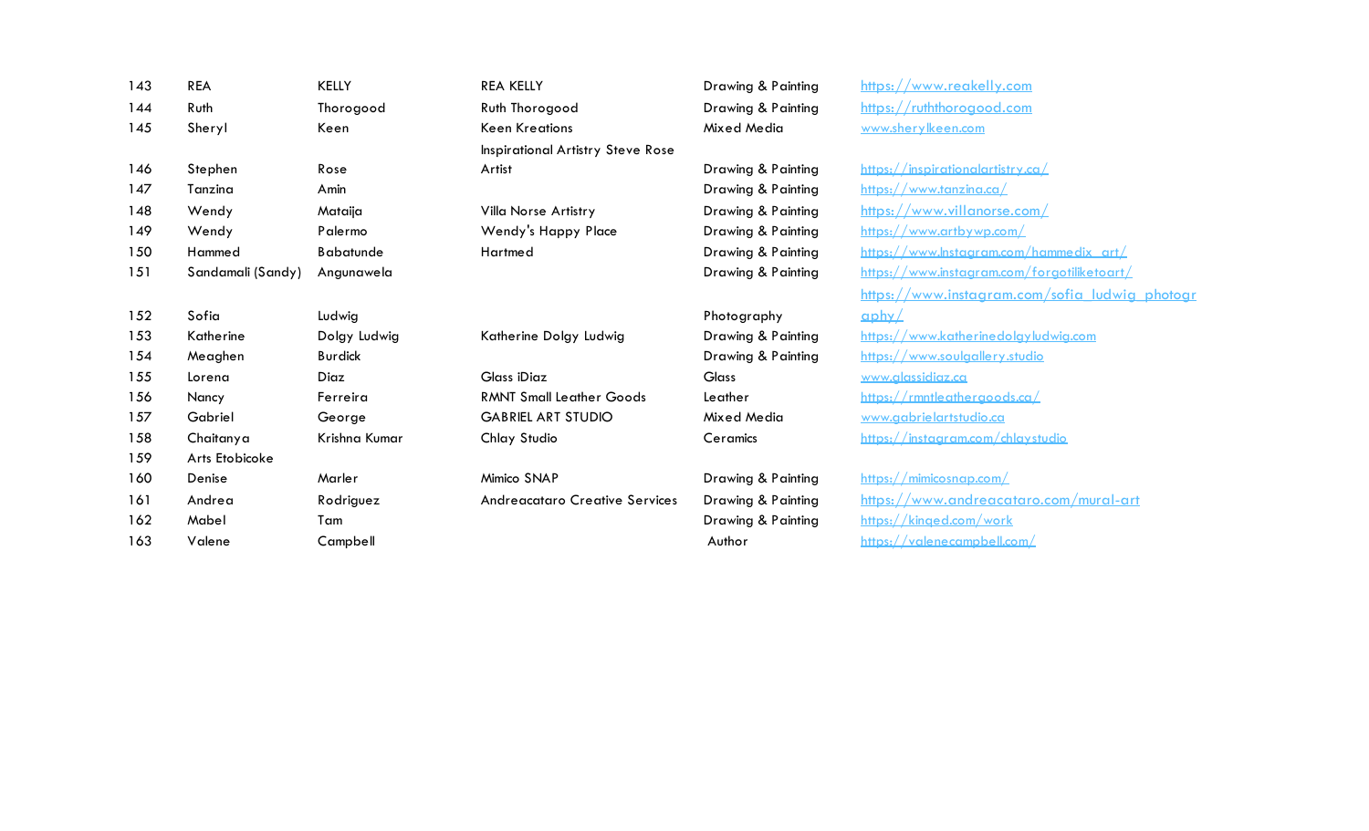| | | | | | |
|---|---|---|---|---|---|
| 143 | REA | KELLY | REA KELLY | Drawing & Painting | https://www.reakelly.com |
| 144 | Ruth | Thorogood | Ruth Thorogood | Drawing & Painting | https://ruththorogood.com |
| 145 | Sheryl | Keen | Keen Kreations | Mixed Media | www.sherylkeen.com |
| 146 | Stephen | Rose | Inspirational Artistry Steve Rose Artist | Drawing & Painting | https://inspirationalartistry.ca/ |
| 147 | Tanzina | Amin | | Drawing & Painting | https://www.tanzina.ca/ |
| 148 | Wendy | Mataija | Villa Norse Artistry | Drawing & Painting | https://www.villanorse.com/ |
| 149 | Wendy | Palermo | Wendy's Happy Place | Drawing & Painting | https://www.artbywp.com/ |
| 150 | Hammed | Babatunde | Hartmed | Drawing & Painting | https://www.Instagram.com/hammedix_art/ |
| 151 | Sandamali (Sandy) | Angunawela | | Drawing & Painting | https://www.instagram.com/forgotiliketoart/ |
| 152 | Sofia | Ludwig | | Photography | https://www.instagram.com/sofia_ludwig_photography/ |
| 153 | Katherine | Dolgy Ludwig | Katherine Dolgy Ludwig | Drawing & Painting | https://www.katherinedolgyludwig.com |
| 154 | Meaghen | Burdick | | Drawing & Painting | https://www.soulgallery.studio |
| 155 | Lorena | Diaz | Glass iDiaz | Glass | www.glassidiaz.ca |
| 156 | Nancy | Ferreira | RMNT Small Leather Goods | Leather | https://rmntleathergoods.ca/ |
| 157 | Gabriel | George | GABRIEL ART STUDIO | Mixed Media | www.gabrielartstudio.ca |
| 158 | Chaitanya | Krishna Kumar | Chlay Studio | Ceramics | https://instagram.com/chlaystudio |
| 159 | Arts Etobicoke | | | | |
| 160 | Denise | Marler | Mimico SNAP | Drawing & Painting | https://mimicosnap.com/ |
| 161 | Andrea | Rodriguez | Andreacataro Creative Services | Drawing & Painting | https://www.andreacataro.com/mural-art |
| 162 | Mabel | Tam | | Drawing & Painting | https://kinqed.com/work |
| 163 | Valene | Campbell | | Author | https://valenecampbell.com/ |